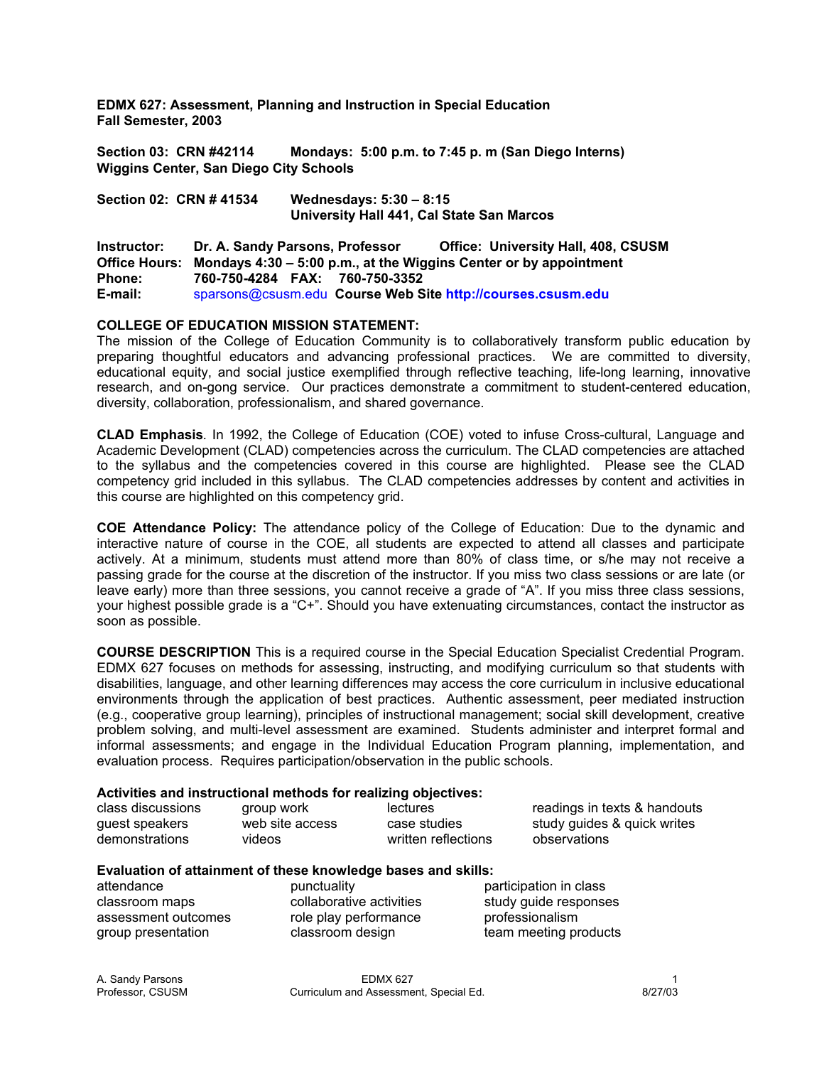**EDMX 627: Assessment, Planning and Instruction in Special Education**
**Fall Semester, 2003**

**Section 03: CRN #42114 Mondays: 5:00 p.m. to 7:45 p. m (San Diego Interns)**
**Wiggins Center, San Diego City Schools**

**Section 02: CRN # 41534 Wednesdays: 5:30 – 8:15**
**University Hall 441, Cal State San Marcos**

**Instructor:** **Dr. A. Sandy Parsons, Professor** **Office: University Hall, 408, CSUSM**
**Office Hours:** **Mondays 4:30 – 5:00 p.m., at the Wiggins Center or by appointment**
**Phone:** **760-750-4284 FAX: 760-750-3352**
**E-mail:** sparsons@csusm.edu **Course Web Site http://courses.csusm.edu**

**COLLEGE OF EDUCATION MISSION STATEMENT:**
The mission of the College of Education Community is to collaboratively transform public education by preparing thoughtful educators and advancing professional practices. We are committed to diversity, educational equity, and social justice exemplified through reflective teaching, life-long learning, innovative research, and on-gong service. Our practices demonstrate a commitment to student-centered education, diversity, collaboration, professionalism, and shared governance.

**CLAD Emphasis**. In 1992, the College of Education (COE) voted to infuse Cross-cultural, Language and Academic Development (CLAD) competencies across the curriculum. The CLAD competencies are attached to the syllabus and the competencies covered in this course are highlighted. Please see the CLAD competency grid included in this syllabus. The CLAD competencies addresses by content and activities in this course are highlighted on this competency grid.

**COE Attendance Policy:** The attendance policy of the College of Education: Due to the dynamic and interactive nature of course in the COE, all students are expected to attend all classes and participate actively. At a minimum, students must attend more than 80% of class time, or s/he may not receive a passing grade for the course at the discretion of the instructor. If you miss two class sessions or are late (or leave early) more than three sessions, you cannot receive a grade of "A". If you miss three class sessions, your highest possible grade is a "C+". Should you have extenuating circumstances, contact the instructor as soon as possible.

**COURSE DESCRIPTION** This is a required course in the Special Education Specialist Credential Program. EDMX 627 focuses on methods for assessing, instructing, and modifying curriculum so that students with disabilities, language, and other learning differences may access the core curriculum in inclusive educational environments through the application of best practices. Authentic assessment, peer mediated instruction (e.g., cooperative group learning), principles of instructional management; social skill development, creative problem solving, and multi-level assessment are examined. Students administer and interpret formal and informal assessments; and engage in the Individual Education Program planning, implementation, and evaluation process. Requires participation/observation in the public schools.

**Activities and instructional methods for realizing objectives:**

| | | | |
|---|---|---|---|
| class discussions | group work | lectures | readings in texts & handouts |
| guest speakers | web site access | case studies | study guides & quick writes |
| demonstrations | videos | written reflections | observations |

**Evaluation of attainment of these knowledge bases and skills:**

| | | |
|---|---|---|
| attendance | punctuality | participation in class |
| classroom maps | collaborative activities | study guide responses |
| assessment outcomes | role play performance | professionalism |
| group presentation | classroom design | team meeting products |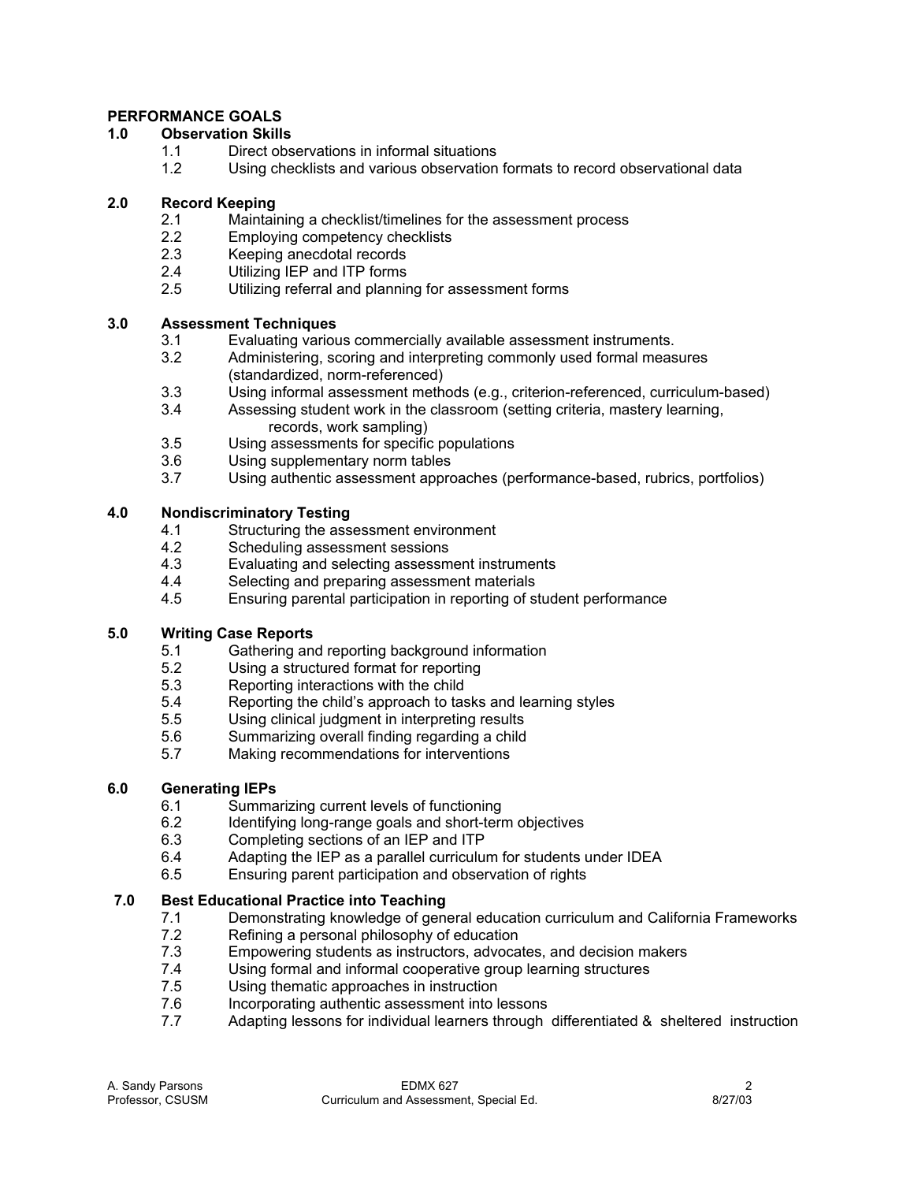## PERFORMANCE GOALS

### 1.0 Observation Skills

- 1.1 Direct observations in informal situations
- 1.2 Using checklists and various observation formats to record observational data

### 2.0 Record Keeping

- 2.1 Maintaining a checklist/timelines for the assessment process
- 2.2 Employing competency checklists
- 2.3 Keeping anecdotal records
- 2.4 Utilizing IEP and ITP forms
- 2.5 Utilizing referral and planning for assessment forms

### 3.0 Assessment Techniques

- 3.1 Evaluating various commercially available assessment instruments.
- 3.2 Administering, scoring and interpreting commonly used formal measures (standardized, norm-referenced)
- 3.3 Using informal assessment methods (e.g., criterion-referenced, curriculum-based)
- 3.4 Assessing student work in the classroom (setting criteria, mastery learning, records, work sampling)
- 3.5 Using assessments for specific populations
- 3.6 Using supplementary norm tables
- 3.7 Using authentic assessment approaches (performance-based, rubrics, portfolios)

### 4.0 Nondiscriminatory Testing

- 4.1 Structuring the assessment environment
- 4.2 Scheduling assessment sessions
- 4.3 Evaluating and selecting assessment instruments
- 4.4 Selecting and preparing assessment materials
- 4.5 Ensuring parental participation in reporting of student performance

### 5.0 Writing Case Reports

- 5.1 Gathering and reporting background information
- 5.2 Using a structured format for reporting
- 5.3 Reporting interactions with the child
- 5.4 Reporting the child's approach to tasks and learning styles
- 5.5 Using clinical judgment in interpreting results
- 5.6 Summarizing overall finding regarding a child
- 5.7 Making recommendations for interventions

### 6.0 Generating IEPs

- 6.1 Summarizing current levels of functioning
- 6.2 Identifying long-range goals and short-term objectives
- 6.3 Completing sections of an IEP and ITP
- 6.4 Adapting the IEP as a parallel curriculum for students under IDEA
- 6.5 Ensuring parent participation and observation of rights

### 7.0 Best Educational Practice into Teaching

- 7.1 Demonstrating knowledge of general education curriculum and California Frameworks
- 7.2 Refining a personal philosophy of education
- 7.3 Empowering students as instructors, advocates, and decision makers
- 7.4 Using formal and informal cooperative group learning structures
- 7.5 Using thematic approaches in instruction
- 7.6 Incorporating authentic assessment into lessons
- 7.7 Adapting lessons for individual learners through differentiated & sheltered instruction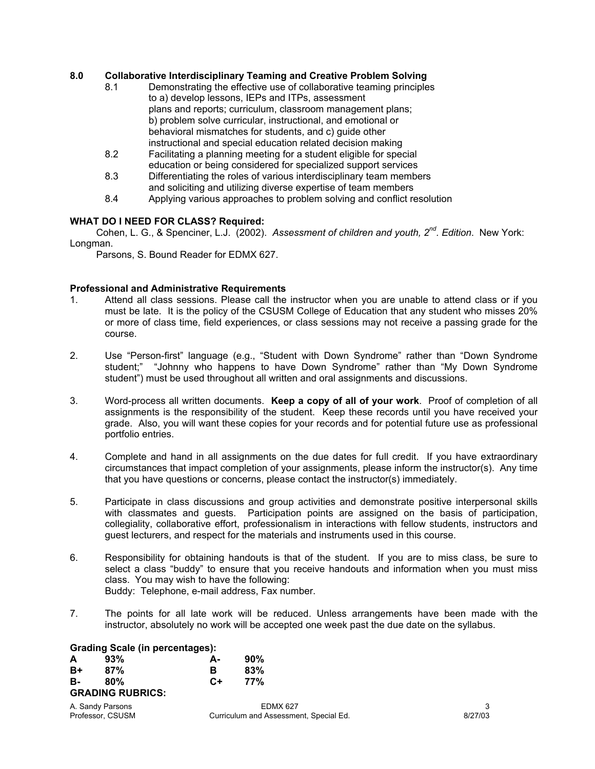**8.0 Collaborative Interdisciplinary Teaming and Creative Problem Solving**

8.1 Demonstrating the effective use of collaborative teaming principles to a) develop lessons, IEPs and ITPs, assessment plans and reports; curriculum, classroom management plans; b) problem solve curricular, instructional, and emotional or behavioral mismatches for students, and c) guide other instructional and special education related decision making

8.2 Facilitating a planning meeting for a student eligible for special education or being considered for specialized support services

8.3 Differentiating the roles of various interdisciplinary team members and soliciting and utilizing diverse expertise of team members

8.4 Applying various approaches to problem solving and conflict resolution

**WHAT DO I NEED FOR CLASS? Required:**

Cohen, L. G., & Spenciner, L.J. (2002). *Assessment of children and youth, 2nd. Edition*. New York: Longman.

Parsons, S. Bound Reader for EDMX 627.

**Professional and Administrative Requirements**

1. Attend all class sessions. Please call the instructor when you are unable to attend class or if you must be late. It is the policy of the CSUSM College of Education that any student who misses 20% or more of class time, field experiences, or class sessions may not receive a passing grade for the course.

2. Use "Person-first" language (e.g., "Student with Down Syndrome" rather than "Down Syndrome student;" "Johnny who happens to have Down Syndrome" rather than "My Down Syndrome student") must be used throughout all written and oral assignments and discussions.

3. Word-process all written documents. **Keep a copy of all of your work**. Proof of completion of all assignments is the responsibility of the student. Keep these records until you have received your grade. Also, you will want these copies for your records and for potential future use as professional portfolio entries.

4. Complete and hand in all assignments on the due dates for full credit. If you have extraordinary circumstances that impact completion of your assignments, please inform the instructor(s). Any time that you have questions or concerns, please contact the instructor(s) immediately.

5. Participate in class discussions and group activities and demonstrate positive interpersonal skills with classmates and guests. Participation points are assigned on the basis of participation, collegiality, collaborative effort, professionalism in interactions with fellow students, instructors and guest lecturers, and respect for the materials and instruments used in this course.

6. Responsibility for obtaining handouts is that of the student. If you are to miss class, be sure to select a class "buddy" to ensure that you receive handouts and information when you must miss class. You may wish to have the following:
   Buddy: Telephone, e-mail address, Fax number.

7. The points for all late work will be reduced. Unless arrangements have been made with the instructor, absolutely no work will be accepted one week past the due date on the syllabus.

**Grading Scale (in percentages):**

| | | | |
|---|---|---|---|
| **A** | **93%** | **A-** | **90%** |
| **B+** | **87%** | **B** | **83%** |
| **B-** | **80%** | **C+** | **77%** |

**GRADING RUBRICS:**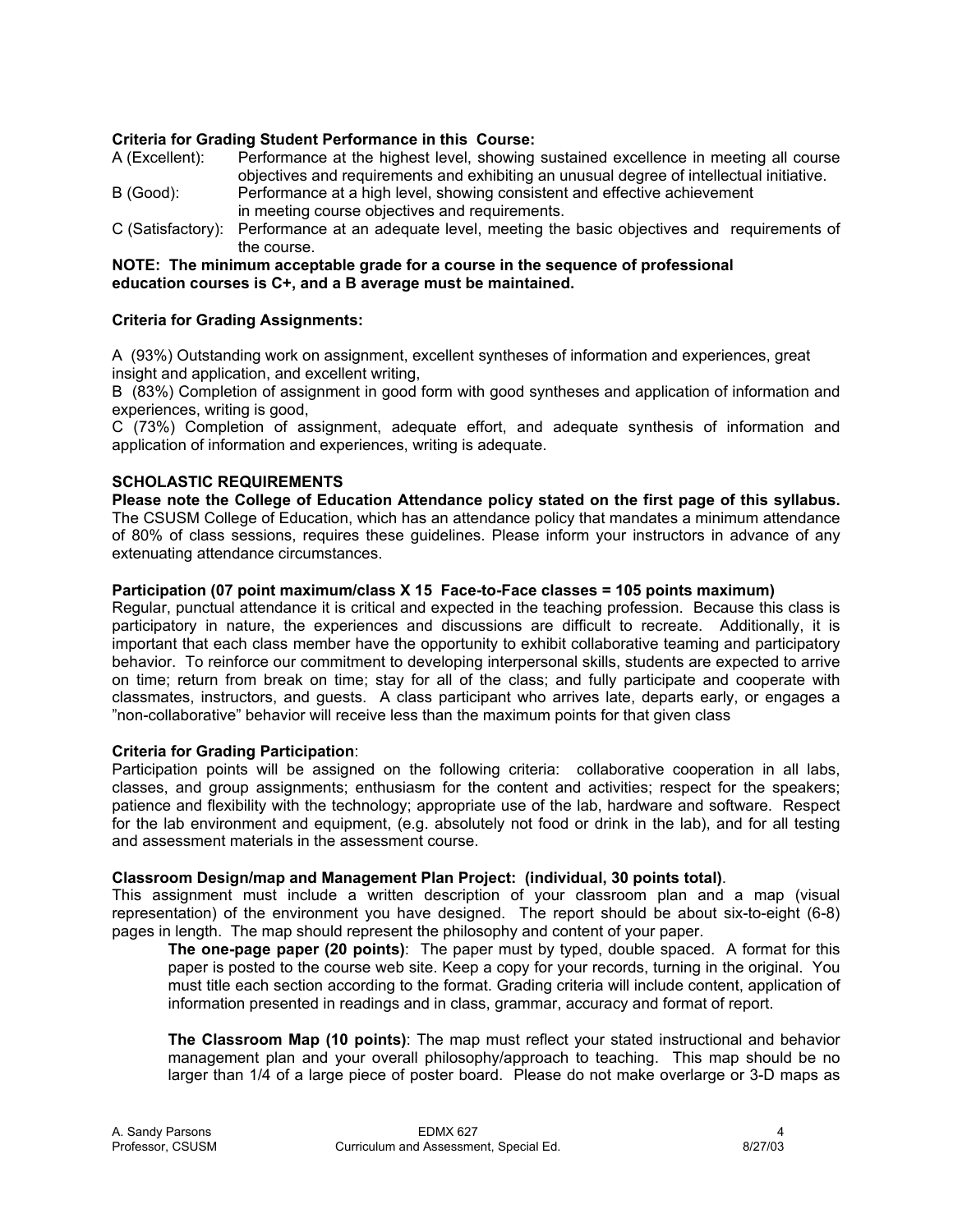**Criteria for Grading Student Performance in this Course:**

A (Excellent): Performance at the highest level, showing sustained excellence in meeting all course objectives and requirements and exhibiting an unusual degree of intellectual initiative.

B (Good): Performance at a high level, showing consistent and effective achievement in meeting course objectives and requirements.

C (Satisfactory): Performance at an adequate level, meeting the basic objectives and requirements of the course.

**NOTE: The minimum acceptable grade for a course in the sequence of professional education courses is C+, and a B average must be maintained.**

**Criteria for Grading Assignments:**

A (93%) Outstanding work on assignment, excellent syntheses of information and experiences, great insight and application, and excellent writing,

B (83%) Completion of assignment in good form with good syntheses and application of information and experiences, writing is good,

C (73%) Completion of assignment, adequate effort, and adequate synthesis of information and application of information and experiences, writing is adequate.

**SCHOLASTIC REQUIREMENTS**

**Please note the College of Education Attendance policy stated on the first page of this syllabus.** The CSUSM College of Education, which has an attendance policy that mandates a minimum attendance of 80% of class sessions, requires these guidelines. Please inform your instructors in advance of any extenuating attendance circumstances.

**Participation (07 point maximum/class X 15 Face-to-Face classes = 105 points maximum)**

Regular, punctual attendance it is critical and expected in the teaching profession. Because this class is participatory in nature, the experiences and discussions are difficult to recreate. Additionally, it is important that each class member have the opportunity to exhibit collaborative teaming and participatory behavior. To reinforce our commitment to developing interpersonal skills, students are expected to arrive on time; return from break on time; stay for all of the class; and fully participate and cooperate with classmates, instructors, and guests. A class participant who arrives late, departs early, or engages a "non-collaborative" behavior will receive less than the maximum points for that given class

**Criteria for Grading Participation**:

Participation points will be assigned on the following criteria: collaborative cooperation in all labs, classes, and group assignments; enthusiasm for the content and activities; respect for the speakers; patience and flexibility with the technology; appropriate use of the lab, hardware and software. Respect for the lab environment and equipment, (e.g. absolutely not food or drink in the lab), and for all testing and assessment materials in the assessment course.

**Classroom Design/map and Management Plan Project: (individual, 30 points total)**.

This assignment must include a written description of your classroom plan and a map (visual representation) of the environment you have designed. The report should be about six-to-eight (6-8) pages in length. The map should represent the philosophy and content of your paper.

**The one-page paper (20 points)**: The paper must by typed, double spaced. A format for this paper is posted to the course web site. Keep a copy for your records, turning in the original. You must title each section according to the format. Grading criteria will include content, application of information presented in readings and in class, grammar, accuracy and format of report.

**The Classroom Map (10 points)**: The map must reflect your stated instructional and behavior management plan and your overall philosophy/approach to teaching. This map should be no larger than 1/4 of a large piece of poster board. Please do not make overlarge or 3-D maps as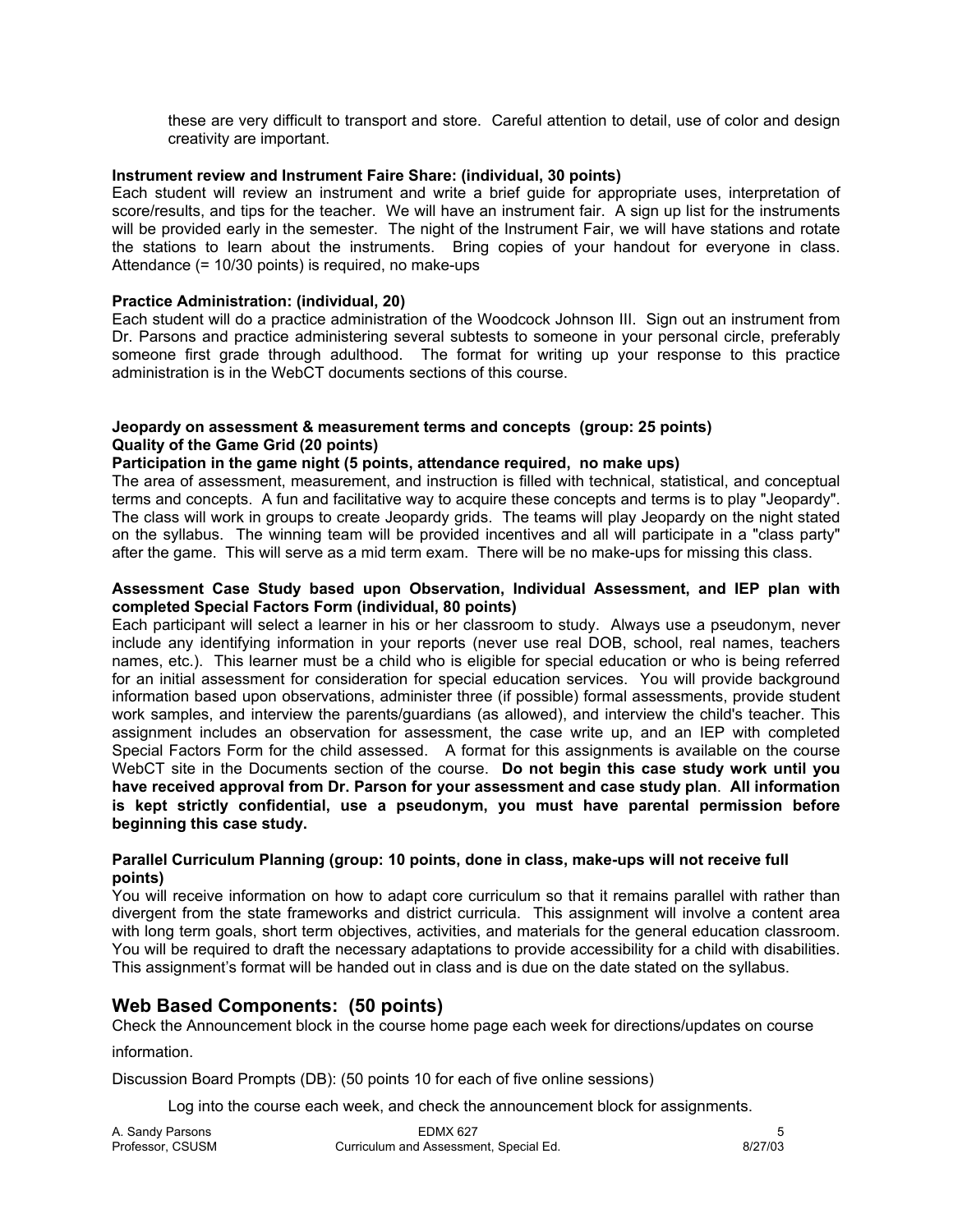these are very difficult to transport and store. Careful attention to detail, use of color and design creativity are important.

**Instrument review and Instrument Faire Share: (individual, 30 points)**
Each student will review an instrument and write a brief guide for appropriate uses, interpretation of score/results, and tips for the teacher. We will have an instrument fair. A sign up list for the instruments will be provided early in the semester. The night of the Instrument Fair, we will have stations and rotate the stations to learn about the instruments. Bring copies of your handout for everyone in class. Attendance (= 10/30 points) is required, no make-ups

**Practice Administration: (individual, 20)**
Each student will do a practice administration of the Woodcock Johnson III. Sign out an instrument from Dr. Parsons and practice administering several subtests to someone in your personal circle, preferably someone first grade through adulthood. The format for writing up your response to this practice administration is in the WebCT documents sections of this course.

**Jeopardy on assessment & measurement terms and concepts (group: 25 points)**
**Quality of the Game Grid (20 points)**
**Participation in the game night (5 points, attendance required, no make ups)**
The area of assessment, measurement, and instruction is filled with technical, statistical, and conceptual terms and concepts. A fun and facilitative way to acquire these concepts and terms is to play "Jeopardy". The class will work in groups to create Jeopardy grids. The teams will play Jeopardy on the night stated on the syllabus. The winning team will be provided incentives and all will participate in a "class party" after the game. This will serve as a mid term exam. There will be no make-ups for missing this class.

**Assessment Case Study based upon Observation, Individual Assessment, and IEP plan with completed Special Factors Form (individual, 80 points)**
Each participant will select a learner in his or her classroom to study. Always use a pseudonym, never include any identifying information in your reports (never use real DOB, school, real names, teachers names, etc.). This learner must be a child who is eligible for special education or who is being referred for an initial assessment for consideration for special education services. You will provide background information based upon observations, administer three (if possible) formal assessments, provide student work samples, and interview the parents/guardians (as allowed), and interview the child's teacher. This assignment includes an observation for assessment, the case write up, and an IEP with completed Special Factors Form for the child assessed. A format for this assignments is available on the course WebCT site in the Documents section of the course. **Do not begin this case study work until you have received approval from Dr. Parson for your assessment and case study plan**. **All information is kept strictly confidential, use a pseudonym, you must have parental permission before beginning this case study.**

**Parallel Curriculum Planning (group: 10 points, done in class, make-ups will not receive full points)**
You will receive information on how to adapt core curriculum so that it remains parallel with rather than divergent from the state frameworks and district curricula. This assignment will involve a content area with long term goals, short term objectives, activities, and materials for the general education classroom. You will be required to draft the necessary adaptations to provide accessibility for a child with disabilities. This assignment's format will be handed out in class and is due on the date stated on the syllabus.

## Web Based Components: (50 points)

Check the Announcement block in the course home page each week for directions/updates on course information.

Discussion Board Prompts (DB): (50 points 10 for each of five online sessions)

Log into the course each week, and check the announcement block for assignments.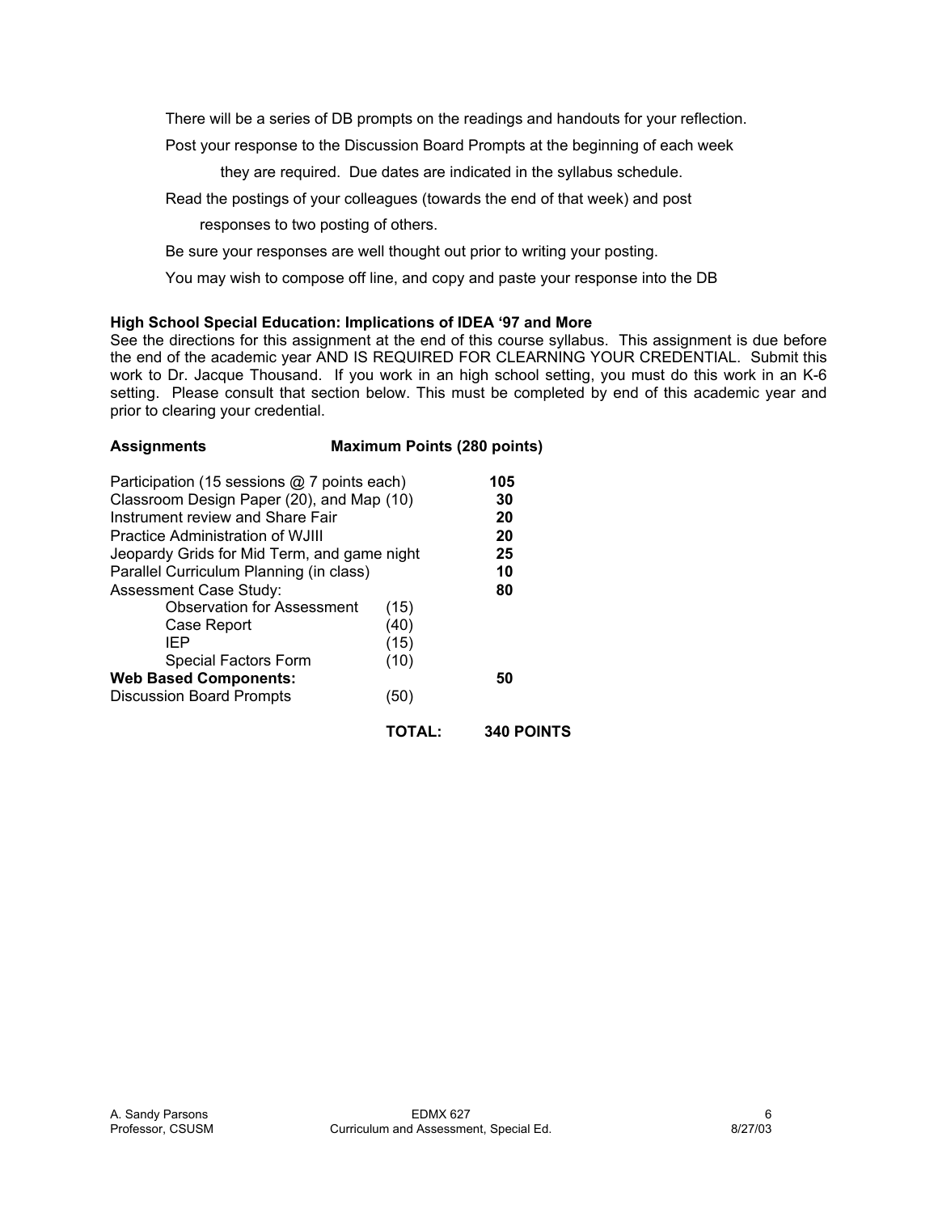There will be a series of DB prompts on the readings and handouts for your reflection.

Post your response to the Discussion Board Prompts at the beginning of each week they are required. Due dates are indicated in the syllabus schedule.

Read the postings of your colleagues (towards the end of that week) and post responses to two posting of others.

Be sure your responses are well thought out prior to writing your posting.

You may wish to compose off line, and copy and paste your response into the DB

**High School Special Education: Implications of IDEA '97 and More**

See the directions for this assignment at the end of this course syllabus. This assignment is due before the end of the academic year AND IS REQUIRED FOR CLEARNING YOUR CREDENTIAL. Submit this work to Dr. Jacque Thousand. If you work in an high school setting, you must do this work in an K-6 setting. Please consult that section below. This must be completed by end of this academic year and prior to clearing your credential.

| **Assignments** | **Maximum Points (280 points)** | |
|---|---|---|
| Participation (15 sessions @ 7 points each) | | 105 |
| Classroom Design Paper (20), and Map (10) | | 30 |
| Instrument review and Share Fair | | 20 |
| Practice Administration of WJIII | | 20 |
| Jeopardy Grids for Mid Term, and game night | | 25 |
| Parallel Curriculum Planning (in class) | | 10 |
| Assessment Case Study: | | 80 |
| Observation for Assessment | (15) | |
| Case Report | (40) | |
| IEP | (15) | |
| Special Factors Form | (10) | |
| **Web Based Components:** | | **50** |
| Discussion Board Prompts | (50) | |
| | **TOTAL:** | **340 POINTS** |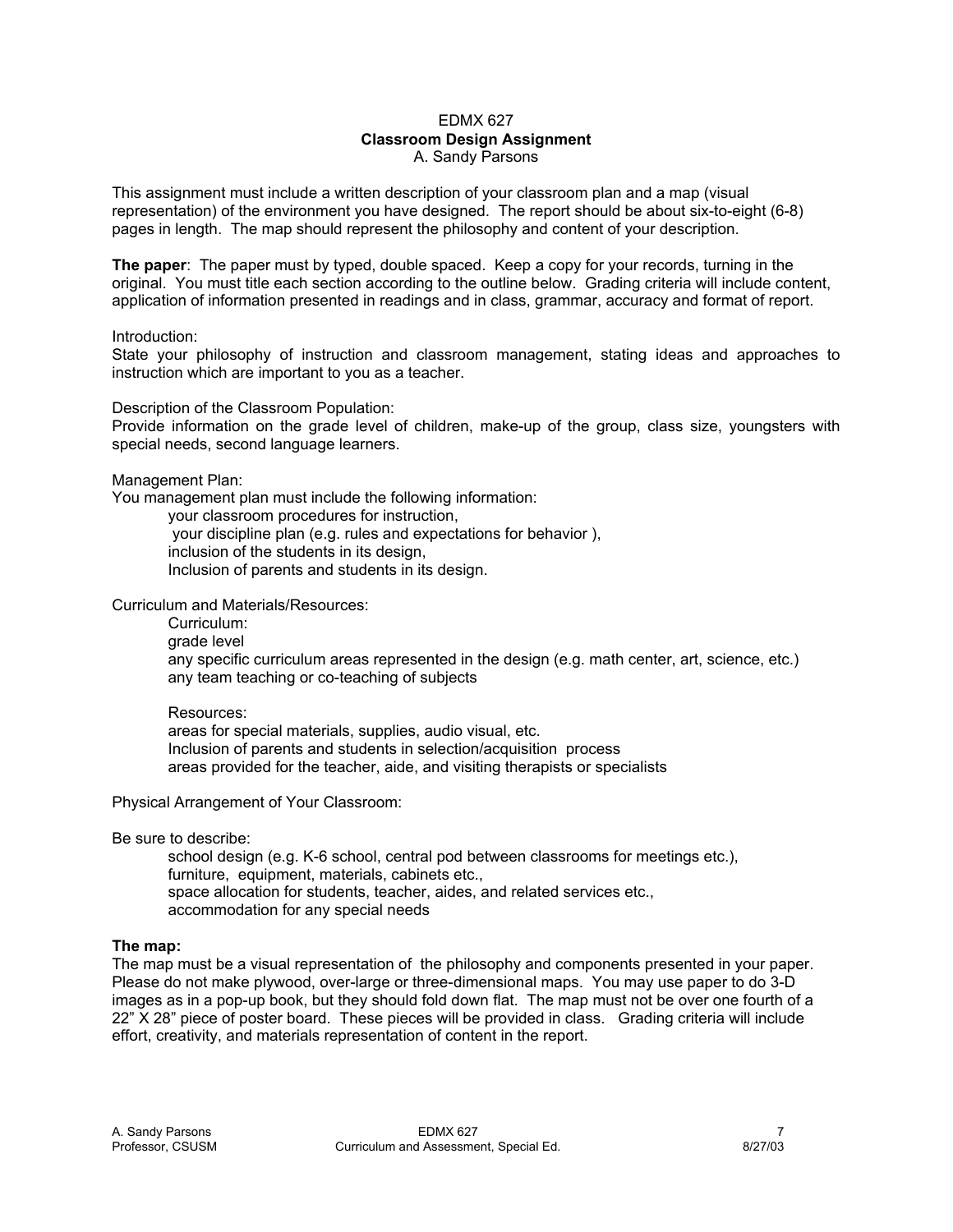# EDMX 627
## Classroom Design Assignment
A. Sandy Parsons

This assignment must include a written description of your classroom plan and a map (visual representation) of the environment you have designed. The report should be about six-to-eight (6-8) pages in length. The map should represent the philosophy and content of your description.

**The paper**: The paper must by typed, double spaced. Keep a copy for your records, turning in the original. You must title each section according to the outline below. Grading criteria will include content, application of information presented in readings and in class, grammar, accuracy and format of report.

Introduction:
State your philosophy of instruction and classroom management, stating ideas and approaches to instruction which are important to you as a teacher.

Description of the Classroom Population:
Provide information on the grade level of children, make-up of the group, class size, youngsters with special needs, second language learners.

Management Plan:
You management plan must include the following information:

- your classroom procedures for instruction,
- your discipline plan (e.g. rules and expectations for behavior ),
- inclusion of the students in its design,
- Inclusion of parents and students in its design.

Curriculum and Materials/Resources:

Curriculum:
- grade level
- any specific curriculum areas represented in the design (e.g. math center, art, science, etc.)
- any team teaching or co-teaching of subjects

Resources:
- areas for special materials, supplies, audio visual, etc.
- Inclusion of parents and students in selection/acquisition process
- areas provided for the teacher, aide, and visiting therapists or specialists

Physical Arrangement of Your Classroom:

Be sure to describe:

- school design (e.g. K-6 school, central pod between classrooms for meetings etc.),
- furniture, equipment, materials, cabinets etc.,
- space allocation for students, teacher, aides, and related services etc.,
- accommodation for any special needs

**The map:**
The map must be a visual representation of the philosophy and components presented in your paper. Please do not make plywood, over-large or three-dimensional maps. You may use paper to do 3-D images as in a pop-up book, but they should fold down flat. The map must not be over one fourth of a 22" X 28" piece of poster board. These pieces will be provided in class. Grading criteria will include effort, creativity, and materials representation of content in the report.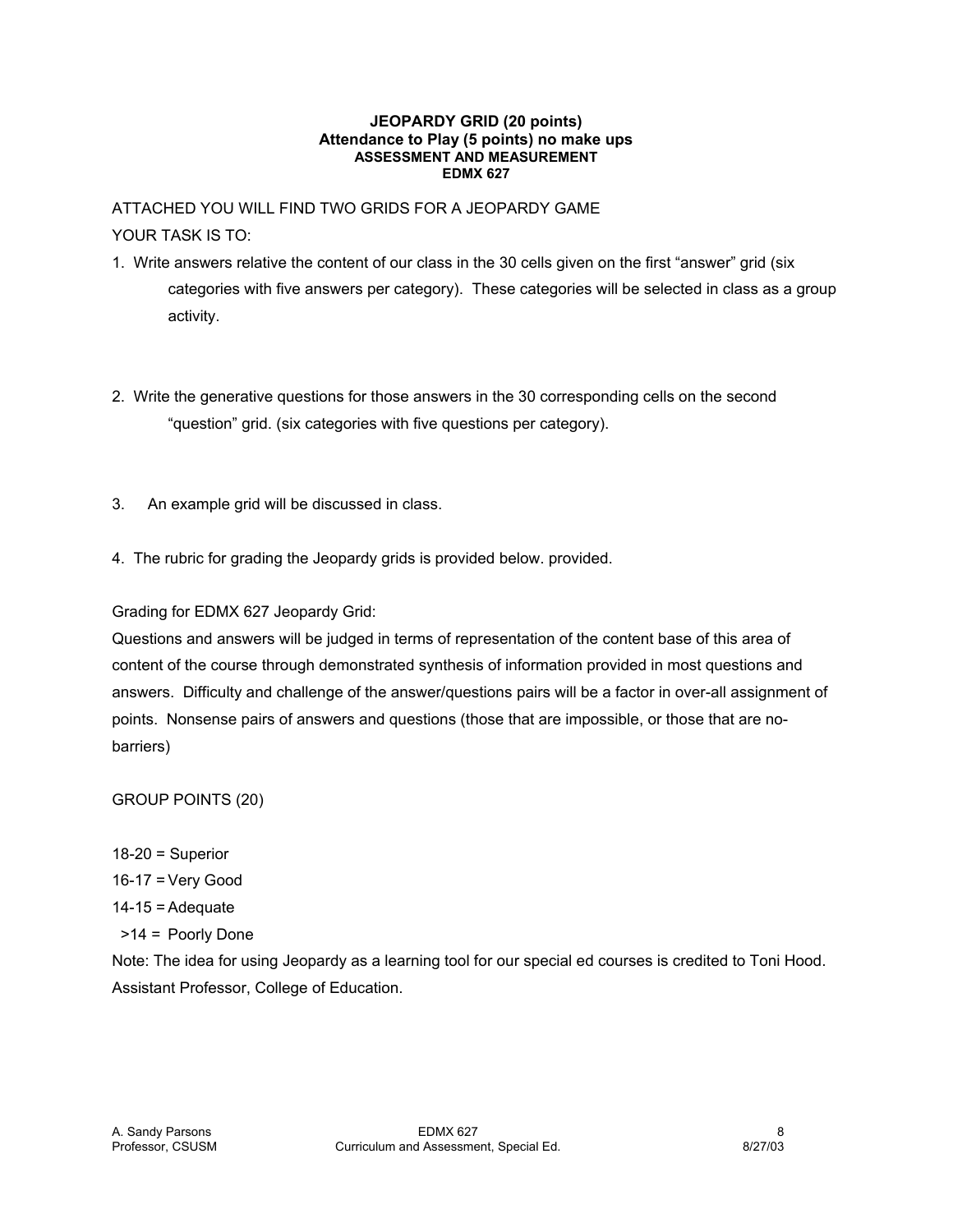**JEOPARDY GRID (20 points)**
**Attendance to Play (5 points) no make ups**
**ASSESSMENT AND MEASUREMENT**
**EDMX 627**

ATTACHED YOU WILL FIND TWO GRIDS FOR A JEOPARDY GAME

YOUR TASK IS TO:

1. Write answers relative the content of our class in the 30 cells given on the first "answer" grid (six categories with five answers per category). These categories will be selected in class as a group activity.

2. Write the generative questions for those answers in the 30 corresponding cells on the second "question" grid. (six categories with five questions per category).

3. An example grid will be discussed in class.

4. The rubric for grading the Jeopardy grids is provided below. provided.

Grading for EDMX 627 Jeopardy Grid:

Questions and answers will be judged in terms of representation of the content base of this area of content of the course through demonstrated synthesis of information provided in most questions and answers. Difficulty and challenge of the answer/questions pairs will be a factor in over-all assignment of points. Nonsense pairs of answers and questions (those that are impossible, or those that are no-barriers)

GROUP POINTS (20)

18-20 = Superior

16-17 = Very Good

14-15 = Adequate

>14 = Poorly Done

Note: The idea for using Jeopardy as a learning tool for our special ed courses is credited to Toni Hood. Assistant Professor, College of Education.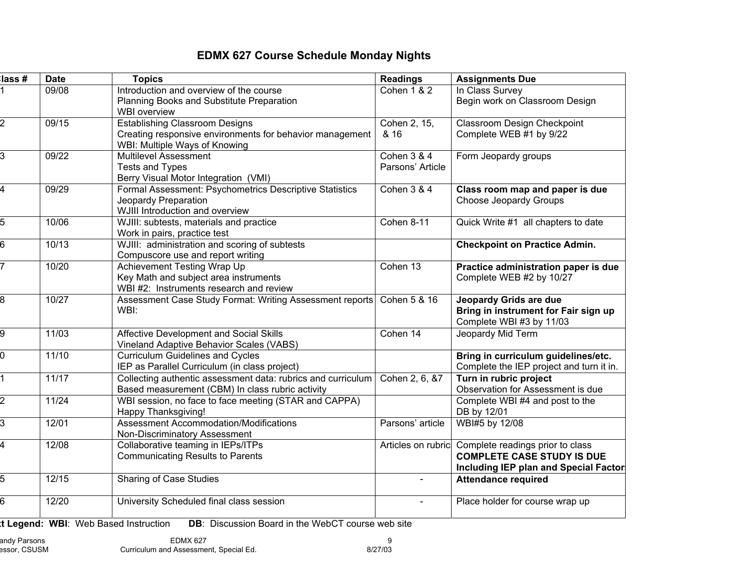# EDMX 627 Course Schedule Monday Nights

| Class # | Date | Topics | Readings | Assignments Due |
|---|---|---|---|---|
| 1 | 09/08 | Introduction and overview of the course<br>Planning Books and Substitute Preparation<br>WBI overview | Cohen 1 & 2 | In Class Survey<br>Begin work on Classroom Design |
| 2 | 09/15 | Establishing Classroom Designs<br>Creating responsive environments for behavior management<br>WBI: Multiple Ways of Knowing | Cohen 2, 15, & 16 | Classroom Design Checkpoint<br>Complete WEB #1 by 9/22 |
| 3 | 09/22 | Multilevel Assessment<br>Tests and Types<br>Berry Visual Motor Integration (VMI) | Cohen 3 & 4<br>Parsons' Article | Form Jeopardy groups |
| 4 | 09/29 | Formal Assessment: Psychometrics Descriptive Statistics<br>Jeopardy Preparation<br>WJIII Introduction and overview | Cohen 3 & 4 | **Class room map and paper is due**<br>Choose Jeopardy Groups |
| 5 | 10/06 | WJIII: subtests, materials and practice<br>Work in pairs, practice test | Cohen 8-11 | Quick Write #1 all chapters to date |
| 6 | 10/13 | WJIII: administration and scoring of subtests<br>Compuscore use and report writing | | **Checkpoint on Practice Admin.** |
| 7 | 10/20 | Achievement Testing Wrap Up<br>Key Math and subject area instruments<br>WBI #2: Instruments research and review | Cohen 13 | **Practice administration paper is due**<br>Complete WEB #2 by 10/27 |
| 8 | 10/27 | Assessment Case Study Format: Writing Assessment reports<br>WBI: | Cohen 5 & 16 | **Jeopardy Grids are due**<br>**Bring in instrument for Fair sign up**<br>Complete WBI #3 by 11/03 |
| 9 | 11/03 | Affective Development and Social Skills<br>Vineland Adaptive Behavior Scales (VABS) | Cohen 14 | Jeopardy Mid Term |
| 10 | 11/10 | Curriculum Guidelines and Cycles<br>IEP as Parallel Curriculum (in class project) | | **Bring in curriculum guidelines/etc.**<br>Complete the IEP project and turn it in. |
| 11 | 11/17 | Collecting authentic assessment data: rubrics and curriculum Based measurement (CBM) In class rubric activity | Cohen 2, 6, &7 | **Turn in rubric project**<br>Observation for Assessment is due |
| 12 | 11/24 | WBI session, no face to face meeting (STAR and CAPPA)<br>Happy Thanksgiving! | | Complete WBI #4 and post to the DB by 12/01 |
| 13 | 12/01 | Assessment Accommodation/Modifications<br>Non-Discriminatory Assessment | Parsons' article | WBI#5 by 12/08 |
| 14 | 12/08 | Collaborative teaming in IEPs/ITPs<br>Communicating Results to Parents | Articles on rubric | Complete readings prior to class<br>**COMPLETE CASE STUDY IS DUE**<br>**Including IEP plan and Special Factors** |
| 15 | 12/15 | Sharing of Case Studies | - | **Attendance required** |
| 16 | 12/20 | University Scheduled final class session | - | Place holder for course wrap up |

**Text Legend: WBI**: Web Based Instruction **DB**: Discussion Board in the WebCT course web site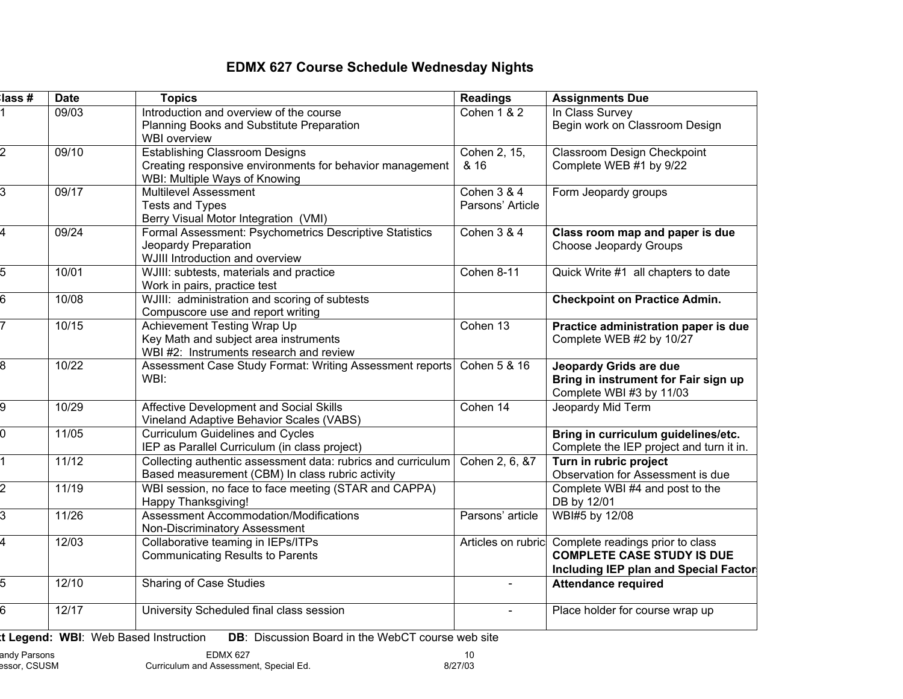# EDMX 627 Course Schedule Wednesday Nights

| lass # | Date | Topics | Readings | Assignments Due |
|---|---|---|---|---|
| 1 | 09/03 | Introduction and overview of the course<br>Planning Books and Substitute Preparation<br>WBI overview | Cohen 1 & 2 | In Class Survey<br>Begin work on Classroom Design |
| 2 | 09/10 | Establishing Classroom Designs<br>Creating responsive environments for behavior management<br>WBI: Multiple Ways of Knowing | Cohen 2, 15, & 16 | Classroom Design Checkpoint<br>Complete WEB #1 by 9/22 |
| 3 | 09/17 | Multilevel Assessment<br>Tests and Types<br>Berry Visual Motor Integration (VMI) | Cohen 3 & 4<br>Parsons' Article | Form Jeopardy groups |
| 4 | 09/24 | Formal Assessment: Psychometrics Descriptive Statistics<br>Jeopardy Preparation<br>WJIII Introduction and overview | Cohen 3 & 4 | **Class room map and paper is due**<br>Choose Jeopardy Groups |
| 5 | 10/01 | WJIII: subtests, materials and practice<br>Work in pairs, practice test | Cohen 8-11 | Quick Write #1 all chapters to date |
| 6 | 10/08 | WJIII: administration and scoring of subtests<br>Compuscore use and report writing | | **Checkpoint on Practice Admin.** |
| 7 | 10/15 | Achievement Testing Wrap Up<br>Key Math and subject area instruments<br>WBI #2: Instruments research and review | Cohen 13 | **Practice administration paper is due**<br>Complete WEB #2 by 10/27 |
| 8 | 10/22 | Assessment Case Study Format: Writing Assessment reports<br>WBI: | Cohen 5 & 16 | **Jeopardy Grids are due**<br>**Bring in instrument for Fair sign up**<br>Complete WBI #3 by 11/03 |
| 9 | 10/29 | Affective Development and Social Skills<br>Vineland Adaptive Behavior Scales (VABS) | Cohen 14 | Jeopardy Mid Term |
| 0 | 11/05 | Curriculum Guidelines and Cycles<br>IEP as Parallel Curriculum (in class project) | | **Bring in curriculum guidelines/etc.**<br>Complete the IEP project and turn it in. |
| 1 | 11/12 | Collecting authentic assessment data: rubrics and curriculum Based measurement (CBM) In class rubric activity | Cohen 2, 6, &7 | **Turn in rubric project**<br>Observation for Assessment is due |
| 2 | 11/19 | WBI session, no face to face meeting (STAR and CAPPA)<br>Happy Thanksgiving! | | Complete WBI #4 and post to the DB by 12/01 |
| 3 | 11/26 | Assessment Accommodation/Modifications<br>Non-Discriminatory Assessment | Parsons' article | WBI#5 by 12/08 |
| 4 | 12/03 | Collaborative teaming in IEPs/ITPs<br>Communicating Results to Parents | Articles on rubric | Complete readings prior to class<br>**COMPLETE CASE STUDY IS DUE**<br>**Including IEP plan and Special Factor** |
| 5 | 12/10 | Sharing of Case Studies | - | **Attendance required** |
| 6 | 12/17 | University Scheduled final class session | - | Place holder for course wrap up |

**t Legend: WBI**: Web Based Instruction **DB**: Discussion Board in the WebCT course web site